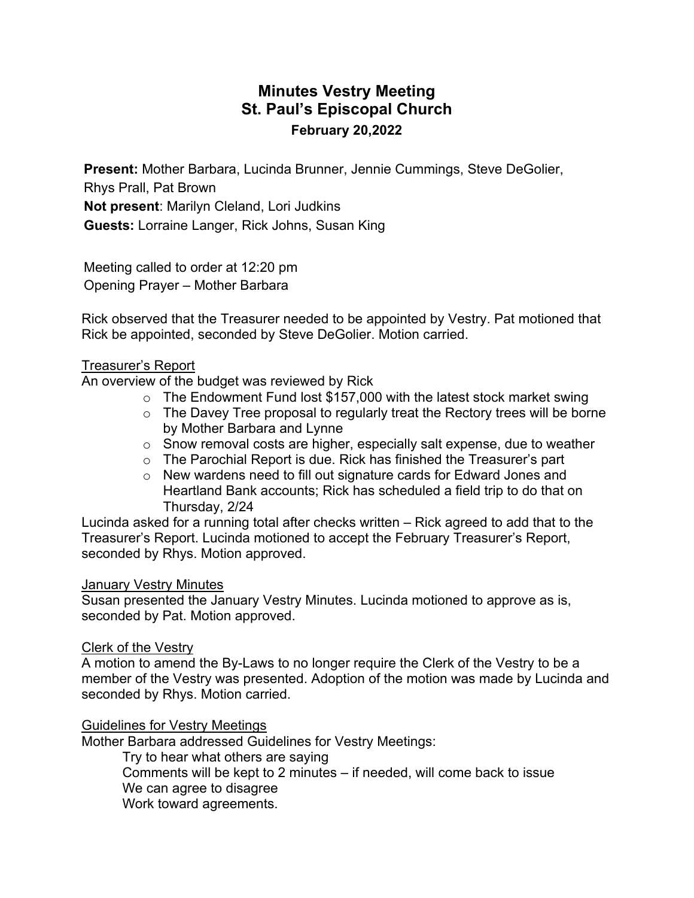# Minutes Vestry Meeting
# St. Paul's Episcopal Church
### February 20,2022

**Present:** Mother Barbara, Lucinda Brunner, Jennie Cummings, Steve DeGolier, Rhys Prall, Pat Brown
**Not present**: Marilyn Cleland, Lori Judkins
**Guests:** Lorraine Langer, Rick Johns, Susan King

Meeting called to order at 12:20 pm
Opening Prayer – Mother Barbara

Rick observed that the Treasurer needed to be appointed by Vestry. Pat motioned that Rick be appointed, seconded by Steve DeGolier. Motion carried.

<u>Treasurer's Report</u>

An overview of the budget was reviewed by Rick

- The Endowment Fund lost $157,000 with the latest stock market swing
- The Davey Tree proposal to regularly treat the Rectory trees will be borne by Mother Barbara and Lynne
- Snow removal costs are higher, especially salt expense, due to weather
- The Parochial Report is due. Rick has finished the Treasurer's part
- New wardens need to fill out signature cards for Edward Jones and Heartland Bank accounts; Rick has scheduled a field trip to do that on Thursday, 2/24

Lucinda asked for a running total after checks written – Rick agreed to add that to the Treasurer's Report. Lucinda motioned to accept the February Treasurer's Report, seconded by Rhys. Motion approved.

<u>January Vestry Minutes</u>

Susan presented the January Vestry Minutes. Lucinda motioned to approve as is, seconded by Pat. Motion approved.

<u>Clerk of the Vestry</u>

A motion to amend the By-Laws to no longer require the Clerk of the Vestry to be a member of the Vestry was presented. Adoption of the motion was made by Lucinda and seconded by Rhys. Motion carried.

<u>Guidelines for Vestry Meetings</u>

Mother Barbara addressed Guidelines for Vestry Meetings:

Try to hear what others are saying
Comments will be kept to 2 minutes – if needed, will come back to issue
We can agree to disagree
Work toward agreements.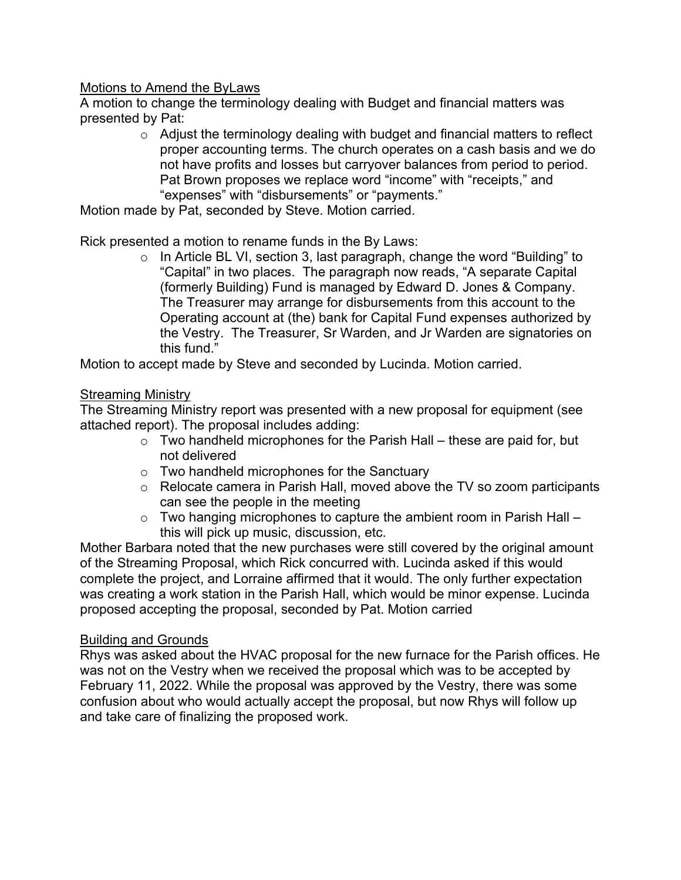Motions to Amend the ByLaws

A motion to change the terminology dealing with Budget and financial matters was presented by Pat:

- Adjust the terminology dealing with budget and financial matters to reflect proper accounting terms. The church operates on a cash basis and we do not have profits and losses but carryover balances from period to period. Pat Brown proposes we replace word "income" with "receipts," and "expenses" with "disbursements" or "payments."

Motion made by Pat, seconded by Steve. Motion carried.

Rick presented a motion to rename funds in the By Laws:

- In Article BL VI, section 3, last paragraph, change the word "Building" to "Capital" in two places. The paragraph now reads, "A separate Capital (formerly Building) Fund is managed by Edward D. Jones & Company. The Treasurer may arrange for disbursements from this account to the Operating account at (the) bank for Capital Fund expenses authorized by the Vestry. The Treasurer, Sr Warden, and Jr Warden are signatories on this fund."

Motion to accept made by Steve and seconded by Lucinda. Motion carried.

Streaming Ministry

The Streaming Ministry report was presented with a new proposal for equipment (see attached report). The proposal includes adding:

- Two handheld microphones for the Parish Hall – these are paid for, but not delivered
- Two handheld microphones for the Sanctuary
- Relocate camera in Parish Hall, moved above the TV so zoom participants can see the people in the meeting
- Two hanging microphones to capture the ambient room in Parish Hall – this will pick up music, discussion, etc.

Mother Barbara noted that the new purchases were still covered by the original amount of the Streaming Proposal, which Rick concurred with. Lucinda asked if this would complete the project, and Lorraine affirmed that it would. The only further expectation was creating a work station in the Parish Hall, which would be minor expense. Lucinda proposed accepting the proposal, seconded by Pat. Motion carried

Building and Grounds

Rhys was asked about the HVAC proposal for the new furnace for the Parish offices. He was not on the Vestry when we received the proposal which was to be accepted by February 11, 2022. While the proposal was approved by the Vestry, there was some confusion about who would actually accept the proposal, but now Rhys will follow up and take care of finalizing the proposed work.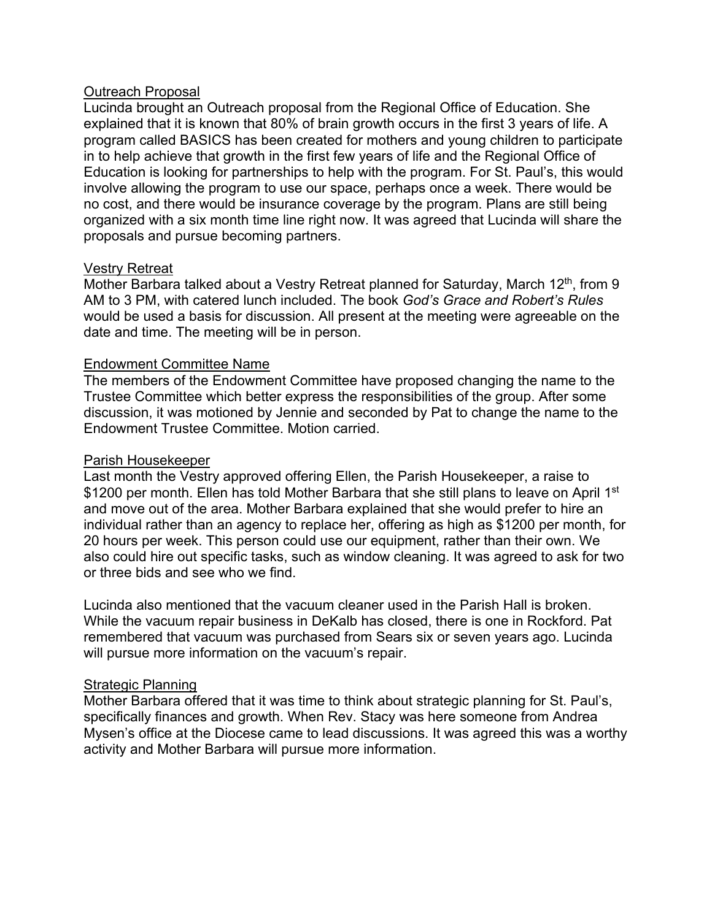## Outreach Proposal

Lucinda brought an Outreach proposal from the Regional Office of Education. She explained that it is known that 80% of brain growth occurs in the first 3 years of life. A program called BASICS has been created for mothers and young children to participate in to help achieve that growth in the first few years of life and the Regional Office of Education is looking for partnerships to help with the program. For St. Paul's, this would involve allowing the program to use our space, perhaps once a week. There would be no cost, and there would be insurance coverage by the program. Plans are still being organized with a six month time line right now. It was agreed that Lucinda will share the proposals and pursue becoming partners.

## Vestry Retreat

Mother Barbara talked about a Vestry Retreat planned for Saturday, March 12th, from 9 AM to 3 PM, with catered lunch included. The book *God's Grace and Robert's Rules* would be used a basis for discussion. All present at the meeting were agreeable on the date and time. The meeting will be in person.

## Endowment Committee Name

The members of the Endowment Committee have proposed changing the name to the Trustee Committee which better express the responsibilities of the group. After some discussion, it was motioned by Jennie and seconded by Pat to change the name to the Endowment Trustee Committee. Motion carried.

## Parish Housekeeper

Last month the Vestry approved offering Ellen, the Parish Housekeeper, a raise to $1200 per month. Ellen has told Mother Barbara that she still plans to leave on April 1st and move out of the area. Mother Barbara explained that she would prefer to hire an individual rather than an agency to replace her, offering as high as $1200 per month, for 20 hours per week. This person could use our equipment, rather than their own. We also could hire out specific tasks, such as window cleaning. It was agreed to ask for two or three bids and see who we find.

Lucinda also mentioned that the vacuum cleaner used in the Parish Hall is broken. While the vacuum repair business in DeKalb has closed, there is one in Rockford. Pat remembered that vacuum was purchased from Sears six or seven years ago. Lucinda will pursue more information on the vacuum's repair.

## Strategic Planning

Mother Barbara offered that it was time to think about strategic planning for St. Paul's, specifically finances and growth. When Rev. Stacy was here someone from Andrea Mysen's office at the Diocese came to lead discussions. It was agreed this was a worthy activity and Mother Barbara will pursue more information.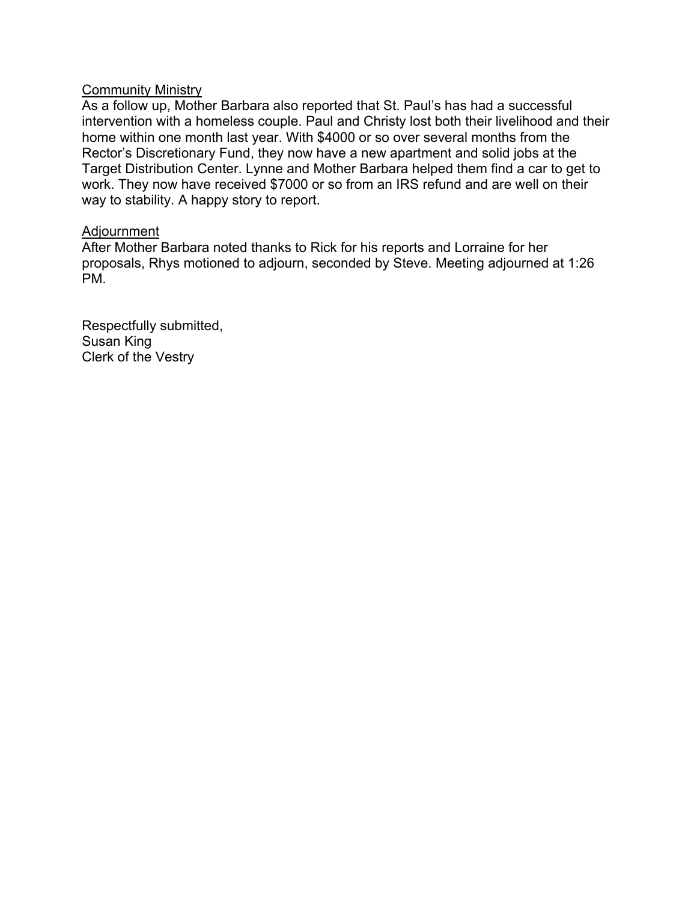<u>Community Ministry</u>

As a follow up, Mother Barbara also reported that St. Paul's has had a successful intervention with a homeless couple. Paul and Christy lost both their livelihood and their home within one month last year. With $4000 or so over several months from the Rector's Discretionary Fund, they now have a new apartment and solid jobs at the Target Distribution Center. Lynne and Mother Barbara helped them find a car to get to work. They now have received $7000 or so from an IRS refund and are well on their way to stability. A happy story to report.

<u>Adjournment</u>

After Mother Barbara noted thanks to Rick for his reports and Lorraine for her proposals, Rhys motioned to adjourn, seconded by Steve. Meeting adjourned at 1:26 PM.

Respectfully submitted,
Susan King
Clerk of the Vestry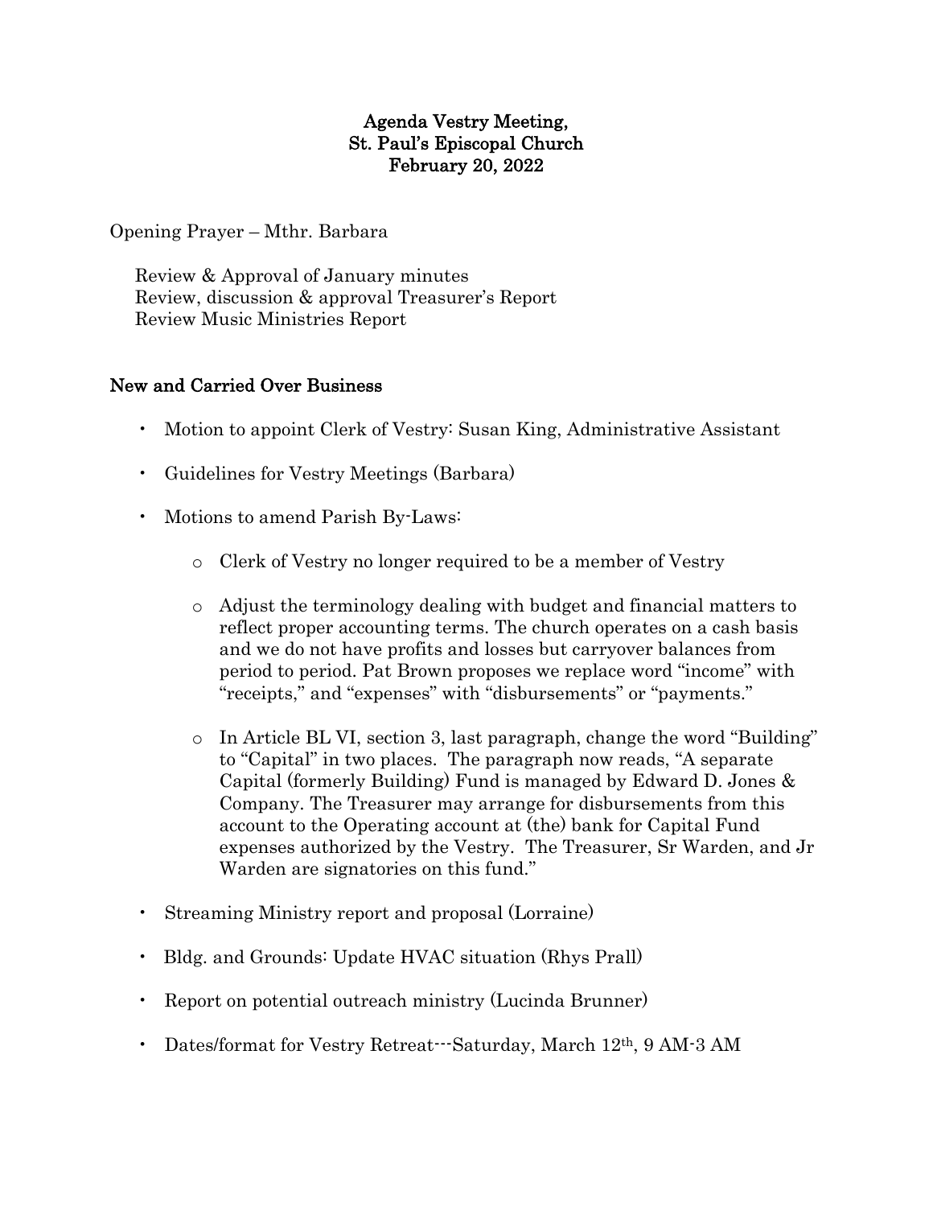**Agenda Vestry Meeting,**
**St. Paul's Episcopal Church**
**February 20, 2022**

Opening Prayer – Mthr. Barbara

Review & Approval of January minutes
Review, discussion & approval Treasurer's Report
Review Music Ministries Report

**New and Carried Over Business**

- Motion to appoint Clerk of Vestry: Susan King, Administrative Assistant
- Guidelines for Vestry Meetings (Barbara)
- Motions to amend Parish By-Laws:
  - Clerk of Vestry no longer required to be a member of Vestry
  - Adjust the terminology dealing with budget and financial matters to reflect proper accounting terms. The church operates on a cash basis and we do not have profits and losses but carryover balances from period to period. Pat Brown proposes we replace word "income" with "receipts," and "expenses" with "disbursements" or "payments."
  - In Article BL VI, section 3, last paragraph, change the word "Building" to "Capital" in two places. The paragraph now reads, "A separate Capital (formerly Building) Fund is managed by Edward D. Jones & Company. The Treasurer may arrange for disbursements from this account to the Operating account at (the) bank for Capital Fund expenses authorized by the Vestry. The Treasurer, Sr Warden, and Jr Warden are signatories on this fund."
- Streaming Ministry report and proposal (Lorraine)
- Bldg. and Grounds: Update HVAC situation (Rhys Prall)
- Report on potential outreach ministry (Lucinda Brunner)
- Dates/format for Vestry Retreat---Saturday, March 12th, 9 AM-3 AM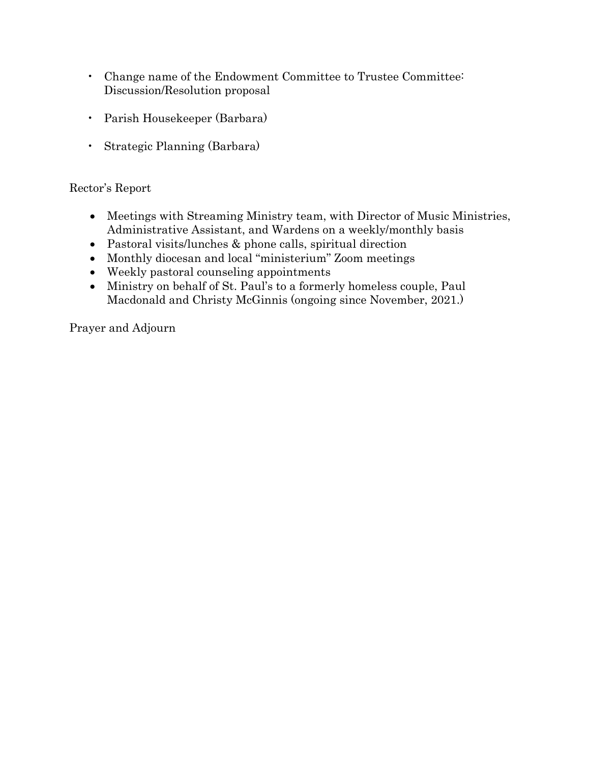- Change name of the Endowment Committee to Trustee Committee: Discussion/Resolution proposal

- Parish Housekeeper (Barbara)

- Strategic Planning (Barbara)

Rector's Report

- Meetings with Streaming Ministry team, with Director of Music Ministries, Administrative Assistant, and Wardens on a weekly/monthly basis
- Pastoral visits/lunches & phone calls, spiritual direction
- Monthly diocesan and local "ministerium" Zoom meetings
- Weekly pastoral counseling appointments
- Ministry on behalf of St. Paul's to a formerly homeless couple, Paul Macdonald and Christy McGinnis (ongoing since November, 2021.)

Prayer and Adjourn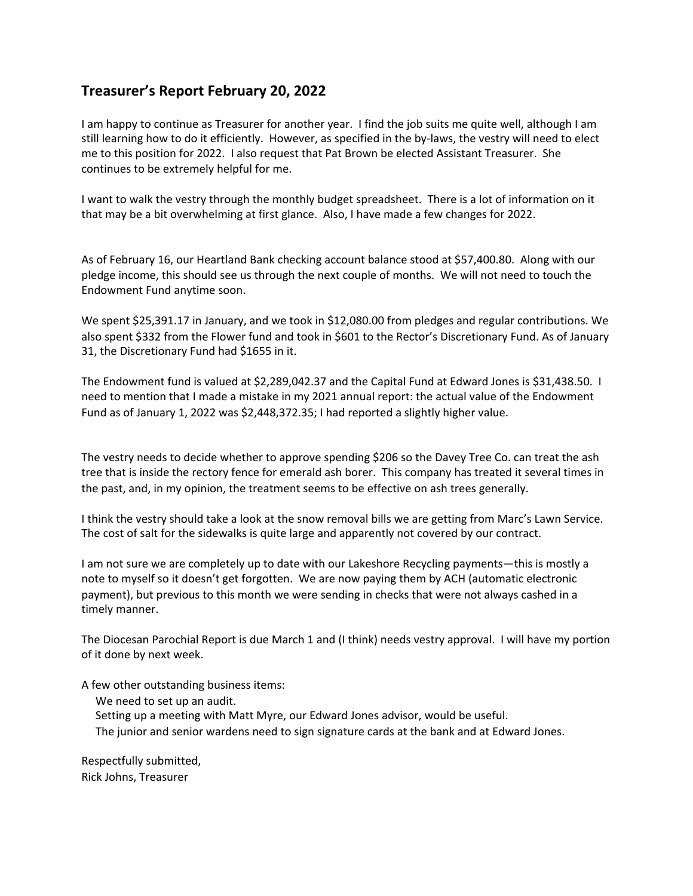## Treasurer's Report February 20, 2022

I am happy to continue as Treasurer for another year. I find the job suits me quite well, although I am still learning how to do it efficiently. However, as specified in the by-laws, the vestry will need to elect me to this position for 2022. I also request that Pat Brown be elected Assistant Treasurer. She continues to be extremely helpful for me.

I want to walk the vestry through the monthly budget spreadsheet. There is a lot of information on it that may be a bit overwhelming at first glance. Also, I have made a few changes for 2022.

As of February 16, our Heartland Bank checking account balance stood at $57,400.80. Along with our pledge income, this should see us through the next couple of months. We will not need to touch the Endowment Fund anytime soon.

We spent $25,391.17 in January, and we took in $12,080.00 from pledges and regular contributions. We also spent $332 from the Flower fund and took in $601 to the Rector's Discretionary Fund. As of January 31, the Discretionary Fund had $1655 in it.

The Endowment fund is valued at $2,289,042.37 and the Capital Fund at Edward Jones is $31,438.50. I need to mention that I made a mistake in my 2021 annual report: the actual value of the Endowment Fund as of January 1, 2022 was $2,448,372.35; I had reported a slightly higher value.

The vestry needs to decide whether to approve spending $206 so the Davey Tree Co. can treat the ash tree that is inside the rectory fence for emerald ash borer. This company has treated it several times in the past, and, in my opinion, the treatment seems to be effective on ash trees generally.

I think the vestry should take a look at the snow removal bills we are getting from Marc's Lawn Service. The cost of salt for the sidewalks is quite large and apparently not covered by our contract.

I am not sure we are completely up to date with our Lakeshore Recycling payments—this is mostly a note to myself so it doesn't get forgotten. We are now paying them by ACH (automatic electronic payment), but previous to this month we were sending in checks that were not always cashed in a timely manner.

The Diocesan Parochial Report is due March 1 and (I think) needs vestry approval. I will have my portion of it done by next week.

A few other outstanding business items:

- We need to set up an audit.
- Setting up a meeting with Matt Myre, our Edward Jones advisor, would be useful.
- The junior and senior wardens need to sign signature cards at the bank and at Edward Jones.

Respectfully submitted,
Rick Johns, Treasurer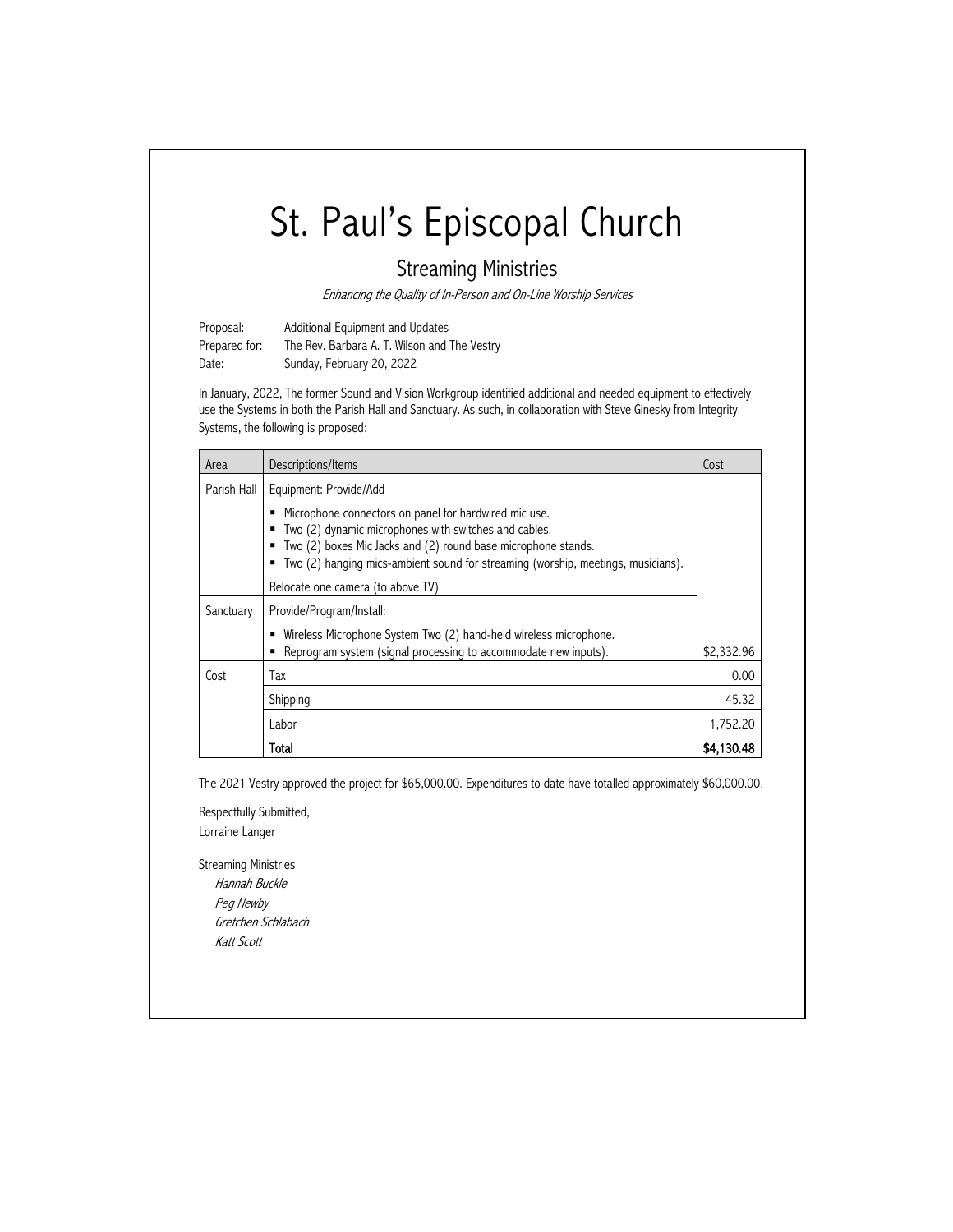# St. Paul's Episcopal Church

## Streaming Ministries

*Enhancing the Quality of In-Person and On-Line Worship Services*

Proposal: Additional Equipment and Updates
Prepared for: The Rev. Barbara A. T. Wilson and The Vestry
Date: Sunday, February 20, 2022

In January, 2022, The former Sound and Vision Workgroup identified additional and needed equipment to effectively use the Systems in both the Parish Hall and Sanctuary. As such, in collaboration with Steve Ginesky from Integrity Systems, the following is proposed:

| Area | Descriptions/Items | Cost |
|---|---|---|
| Parish Hall | Equipment: Provide/Add<br>▪ Microphone connectors on panel for hardwired mic use.<br>▪ Two (2) dynamic microphones with switches and cables.<br>▪ Two (2) boxes Mic Jacks and (2) round base microphone stands.<br>▪ Two (2) hanging mics-ambient sound for streaming (worship, meetings, musicians).<br>Relocate one camera (to above TV) | |
| Sanctuary | Provide/Program/Install:<br>▪ Wireless Microphone System Two (2) hand-held wireless microphone.<br>▪ Reprogram system (signal processing to accommodate new inputs). | $2,332.96 |
| Cost | Tax | 0.00 |
| | Shipping | 45.32 |
| | Labor | 1,752.20 |
| | **Total** | **$4,130.48** |

The 2021 Vestry approved the project for $65,000.00. Expenditures to date have totalled approximately $60,000.00.

Respectfully Submitted,
Lorraine Langer

Streaming Ministries
*Hannah Buckle*
*Peg Newby*
*Gretchen Schlabach*
*Katt Scott*